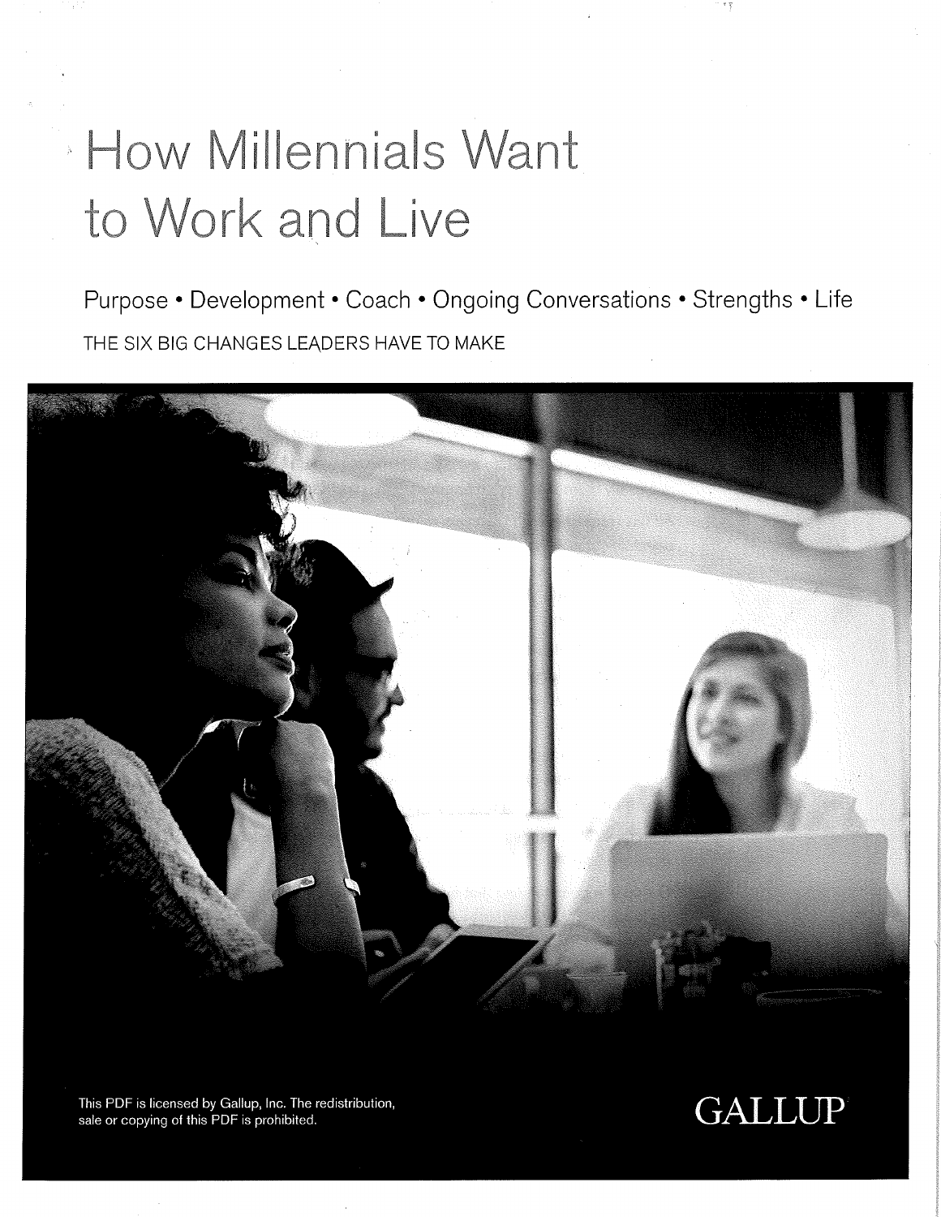# How Millennials Want to Work and Live

Purpose • Development • Coach • Ongoing Conversations • Strengths • Life

THE SIX BIG CHANGES LEADERS HAVE TO MAKE

This PDF is licensed by Gallup, Inc. The redistribution, sale or copying of this PDF is prohibited.

GALLUP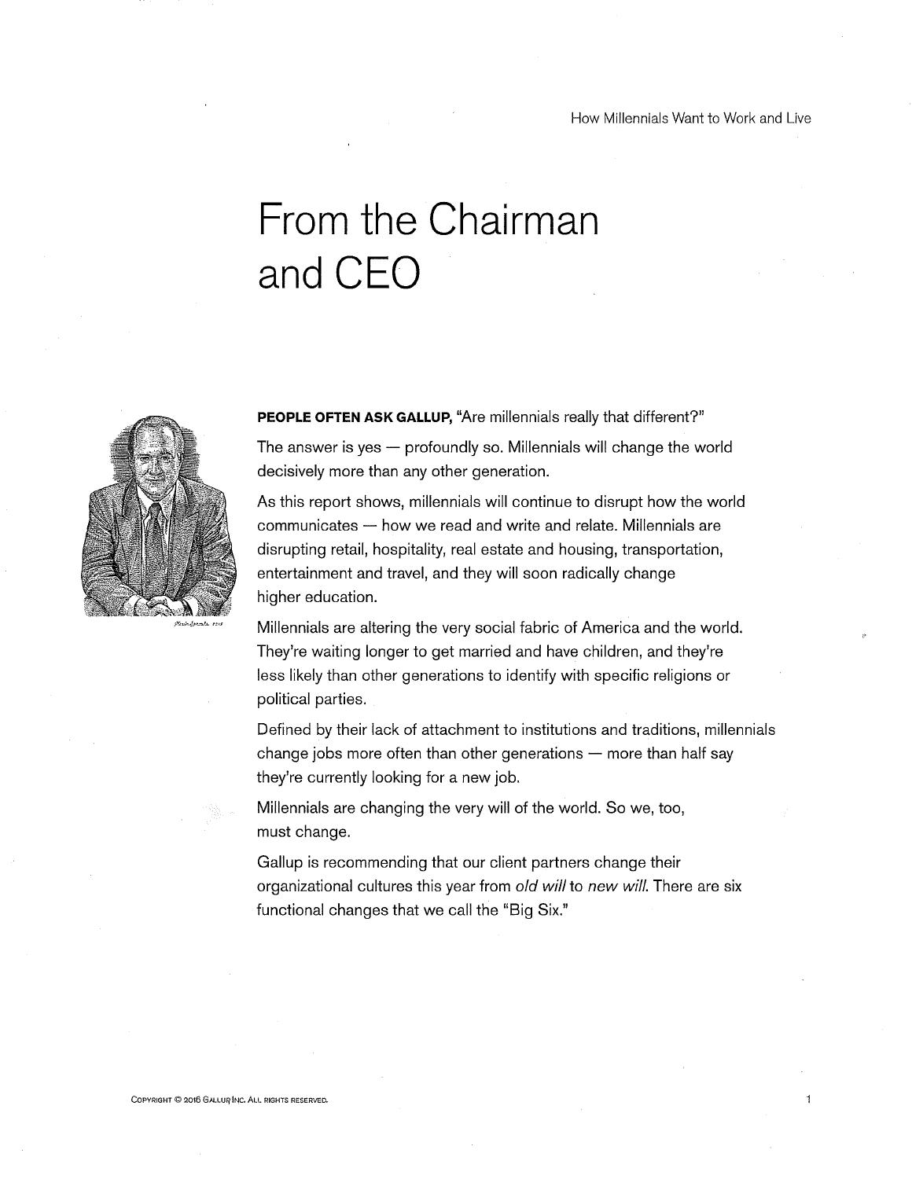# From the Chairman and CEO

**PEOPLE OFTEN ASK GALLUP,** "Are millennials really that different?"

The answer is yes — profoundly so. Millennials will change the world decisively more than any other generation.

As this report shows, millennials will continue to disrupt how the world communicates — how we read and write and relate. Millennials are disrupting retail, hospitality, real estate and housing, transportation, entertainment and travel, and they will soon radically change higher education.

Millennials are altering the very social fabric of America and the world. They're waiting longer to get married and have children, and they're less likely than other generations to identify with specific religions or political parties.

Defined by their lack of attachment to institutions and traditions, millennials change jobs more often than other generations — more than half say they're currently looking for a new job.

Millennials are changing the very will of the world. So we, too, must change.

Gallup is recommending that our client partners change their organizational cultures this year from *old will* to *new will*. There are six functional changes that we call the "Big Six."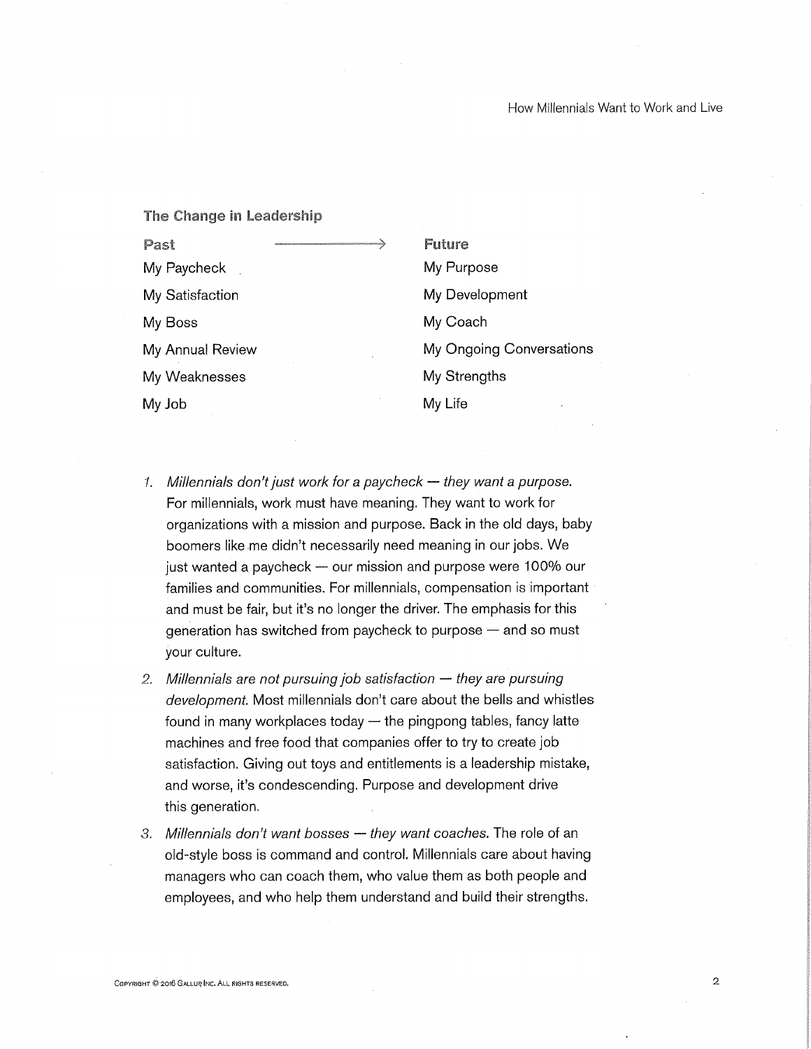### The Change in Leadership

| Past → | Future |
|---|---|
| My Paycheck | My Purpose |
| My Satisfaction | My Development |
| My Boss | My Coach |
| My Annual Review | My Ongoing Conversations |
| My Weaknesses | My Strengths |
| My Job | My Life |

1. *Millennials don't just work for a paycheck — they want a purpose.* For millennials, work must have meaning. They want to work for organizations with a mission and purpose. Back in the old days, baby boomers like me didn't necessarily need meaning in our jobs. We just wanted a paycheck — our mission and purpose were 100% our families and communities. For millennials, compensation is important and must be fair, but it's no longer the driver. The emphasis for this generation has switched from paycheck to purpose — and so must your culture.

2. *Millennials are not pursuing job satisfaction — they are pursuing development.* Most millennials don't care about the bells and whistles found in many workplaces today — the pingpong tables, fancy latte machines and free food that companies offer to try to create job satisfaction. Giving out toys and entitlements is a leadership mistake, and worse, it's condescending. Purpose and development drive this generation.

3. *Millennials don't want bosses — they want coaches.* The role of an old-style boss is command and control. Millennials care about having managers who can coach them, who value them as both people and employees, and who help them understand and build their strengths.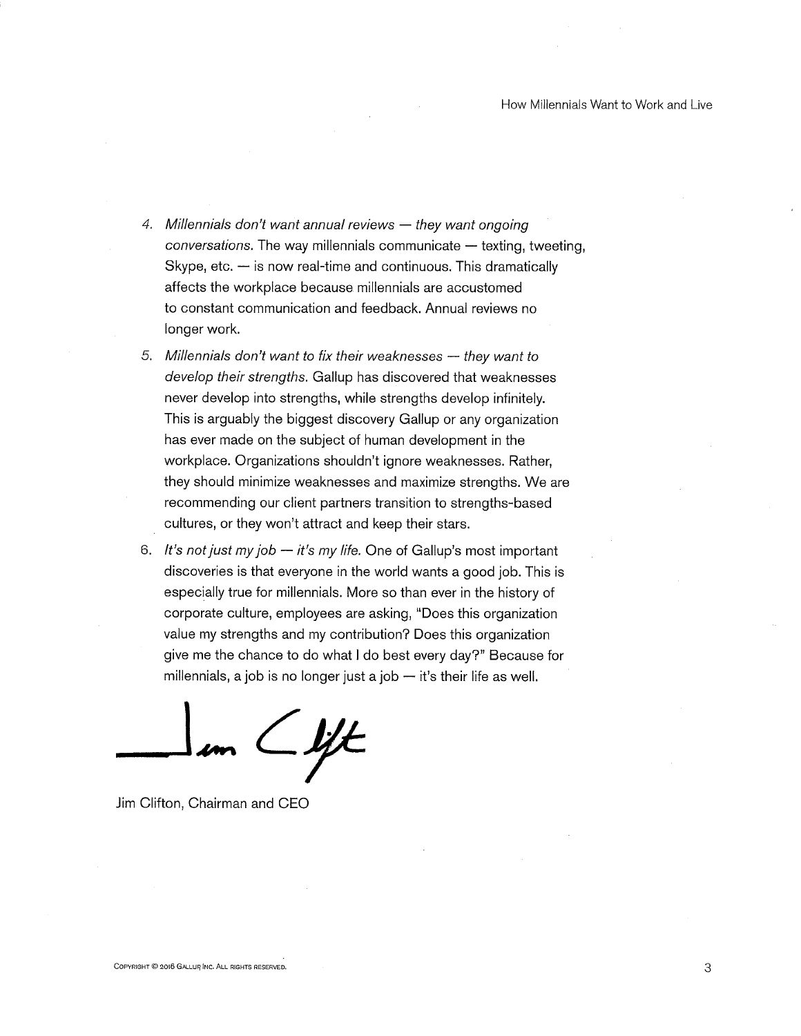4. *Millennials don't want annual reviews — they want ongoing conversations.* The way millennials communicate — texting, tweeting, Skype, etc. — is now real-time and continuous. This dramatically affects the workplace because millennials are accustomed to constant communication and feedback. Annual reviews no longer work.

5. *Millennials don't want to fix their weaknesses — they want to develop their strengths.* Gallup has discovered that weaknesses never develop into strengths, while strengths develop infinitely. This is arguably the biggest discovery Gallup or any organization has ever made on the subject of human development in the workplace. Organizations shouldn't ignore weaknesses. Rather, they should minimize weaknesses and maximize strengths. We are recommending our client partners transition to strengths-based cultures, or they won't attract and keep their stars.

6. *It's not just my job — it's my life.* One of Gallup's most important discoveries is that everyone in the world wants a good job. This is especially true for millennials. More so than ever in the history of corporate culture, employees are asking, "Does this organization value my strengths and my contribution? Does this organization give me the chance to do what I do best every day?" Because for millennials, a job is no longer just a job — it's their life as well.

Jim Clifton, Chairman and CEO

COPYRIGHT © 2016 GALLUP, INC. ALL RIGHTS RESERVED.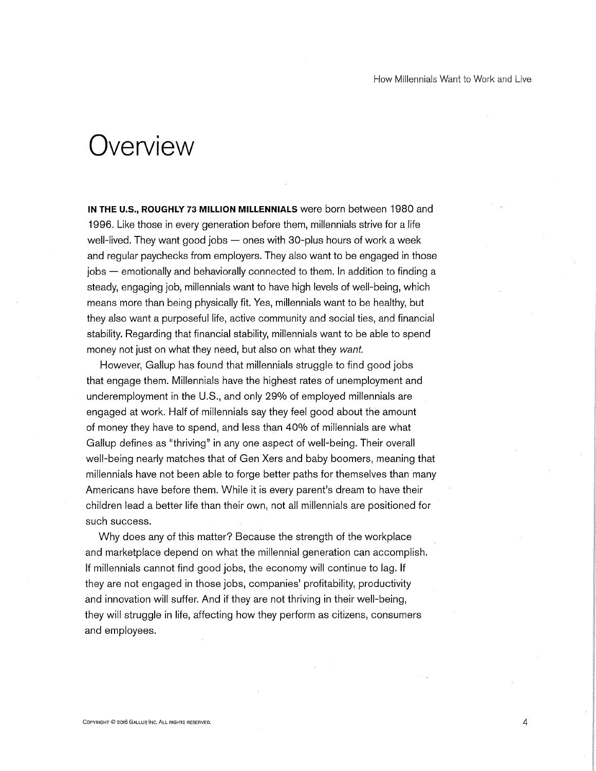# Overview

**IN THE U.S., ROUGHLY 73 MILLION MILLENNIALS** were born between 1980 and 1996. Like those in every generation before them, millennials strive for a life well-lived. They want good jobs — ones with 30-plus hours of work a week and regular paychecks from employers. They also want to be engaged in those jobs — emotionally and behaviorally connected to them. In addition to finding a steady, engaging job, millennials want to have high levels of well-being, which means more than being physically fit. Yes, millennials want to be healthy, but they also want a purposeful life, active community and social ties, and financial stability. Regarding that financial stability, millennials want to be able to spend money not just on what they need, but also on what they *want.*

However, Gallup has found that millennials struggle to find good jobs that engage them. Millennials have the highest rates of unemployment and underemployment in the U.S., and only 29% of employed millennials are engaged at work. Half of millennials say they feel good about the amount of money they have to spend, and less than 40% of millennials are what Gallup defines as "thriving" in any one aspect of well-being. Their overall well-being nearly matches that of Gen Xers and baby boomers, meaning that millennials have not been able to forge better paths for themselves than many Americans have before them. While it is every parent's dream to have their children lead a better life than their own, not all millennials are positioned for such success.

Why does any of this matter? Because the strength of the workplace and marketplace depend on what the millennial generation can accomplish. If millennials cannot find good jobs, the economy will continue to lag. If they are not engaged in those jobs, companies' profitability, productivity and innovation will suffer. And if they are not thriving in their well-being, they will struggle in life, affecting how they perform as citizens, consumers and employees.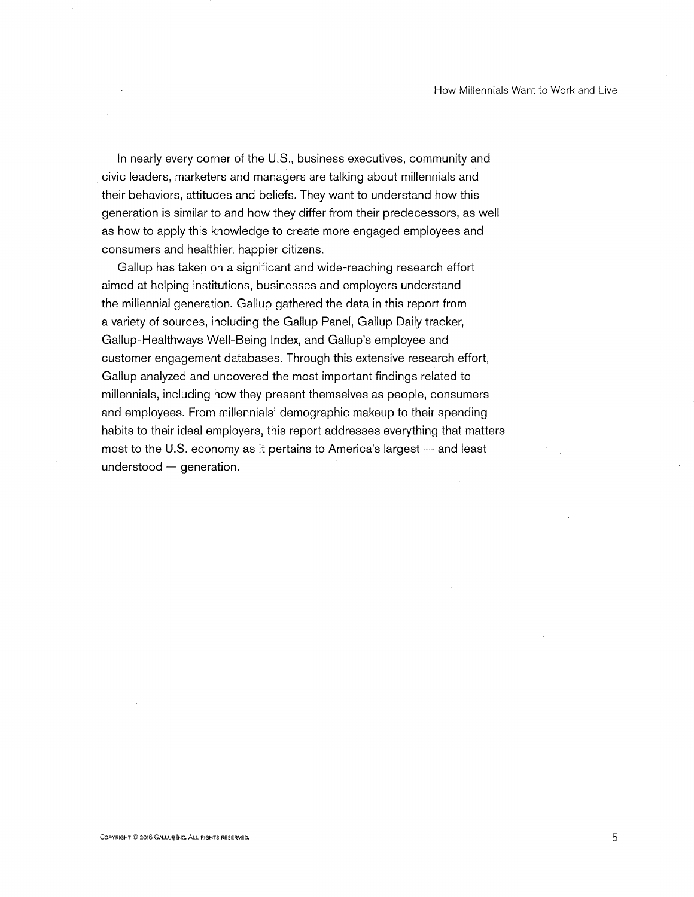In nearly every corner of the U.S., business executives, community and civic leaders, marketers and managers are talking about millennials and their behaviors, attitudes and beliefs. They want to understand how this generation is similar to and how they differ from their predecessors, as well as how to apply this knowledge to create more engaged employees and consumers and healthier, happier citizens.

Gallup has taken on a significant and wide-reaching research effort aimed at helping institutions, businesses and employers understand the millennial generation. Gallup gathered the data in this report from a variety of sources, including the Gallup Panel, Gallup Daily tracker, Gallup-Healthways Well-Being Index, and Gallup's employee and customer engagement databases. Through this extensive research effort, Gallup analyzed and uncovered the most important findings related to millennials, including how they present themselves as people, consumers and employees. From millennials' demographic makeup to their spending habits to their ideal employers, this report addresses everything that matters most to the U.S. economy as it pertains to America's largest — and least understood — generation.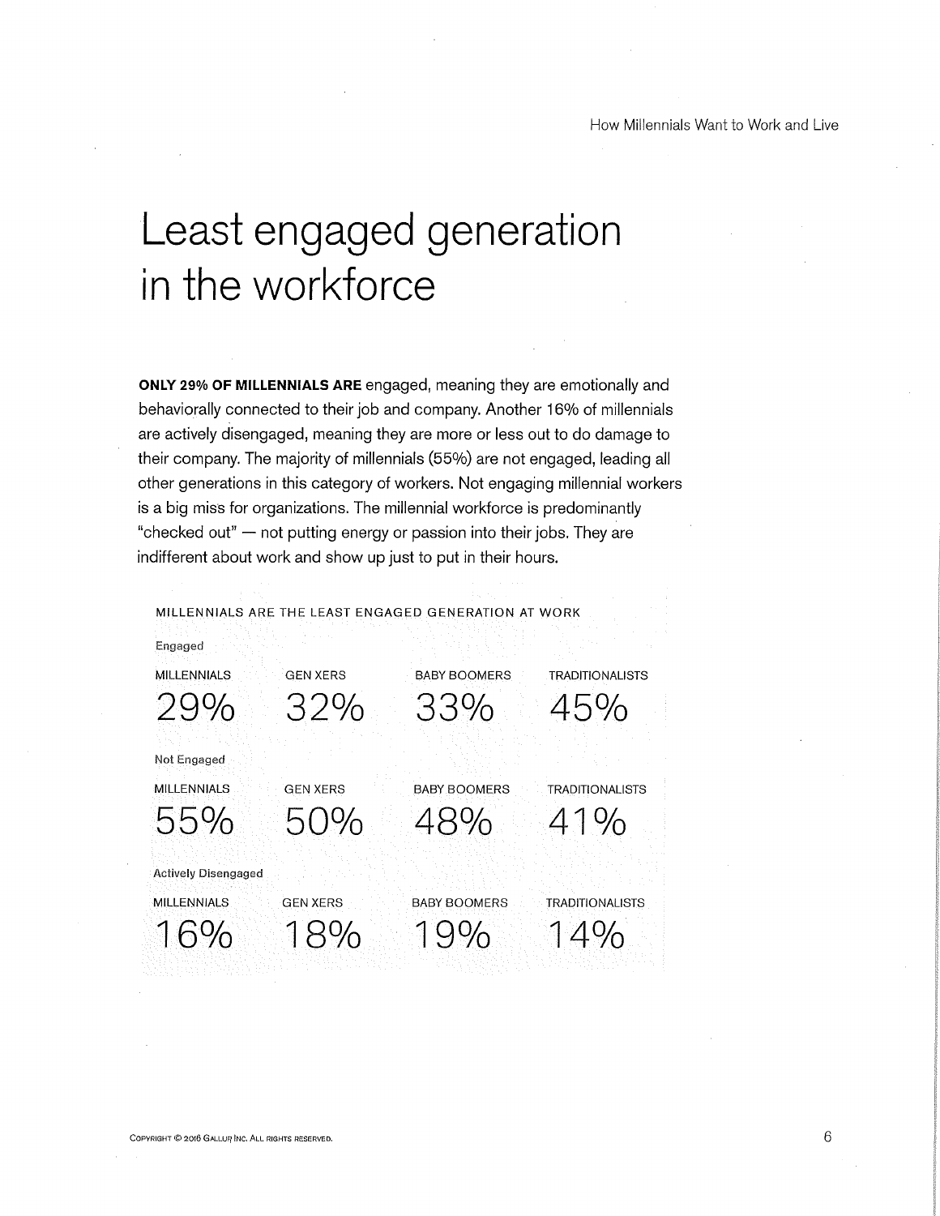# Least engaged generation in the workforce

**ONLY 29% OF MILLENNIALS ARE** engaged, meaning they are emotionally and behaviorally connected to their job and company. Another 16% of millennials are actively disengaged, meaning they are more or less out to do damage to their company. The majority of millennials (55%) are not engaged, leading all other generations in this category of workers. Not engaging millennial workers is a big miss for organizations. The millennial workforce is predominantly "checked out" — not putting energy or passion into their jobs. They are indifferent about work and show up just to put in their hours.

MILLENNIALS ARE THE LEAST ENGAGED GENERATION AT WORK

| | MILLENNIALS | GEN XERS | BABY BOOMERS | TRADITIONALISTS |
|---|---|---|---|---|
| Engaged | 29% | 32% | 33% | 45% |
| Not Engaged | 55% | 50% | 48% | 41% |
| Actively Disengaged | 16% | 18% | 19% | 14% |

Copyright © 2016 Gallup, Inc. All rights reserved.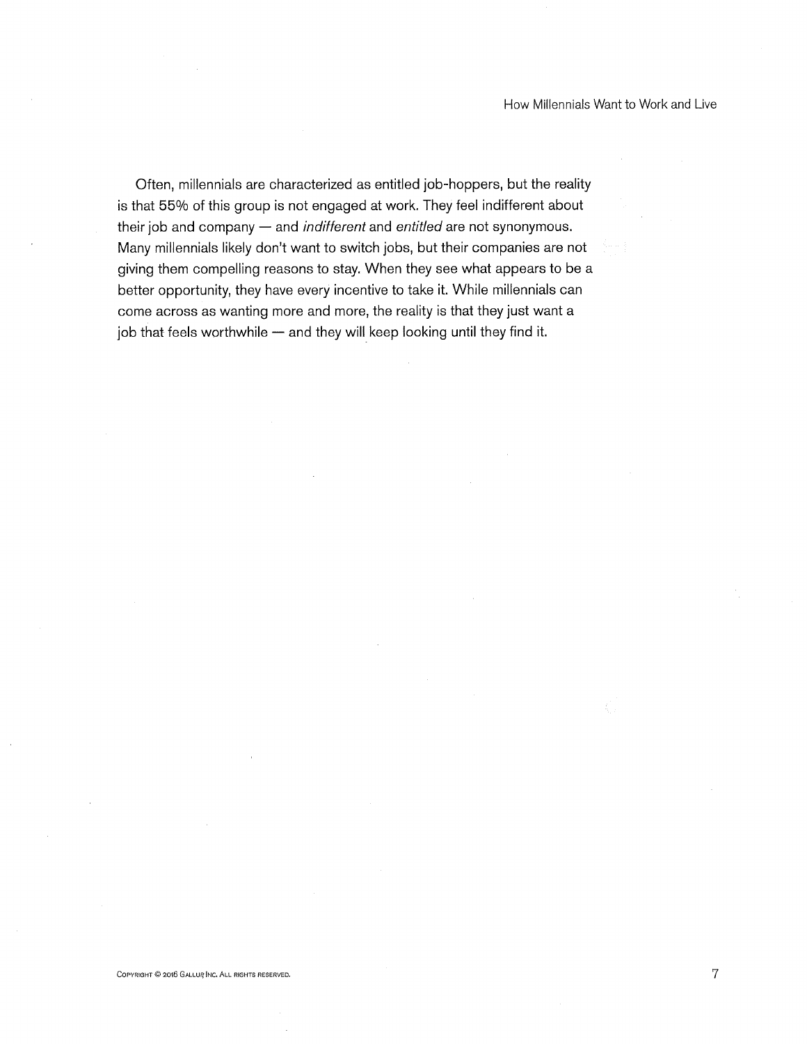Often, millennials are characterized as entitled job-hoppers, but the reality is that 55% of this group is not engaged at work. They feel indifferent about their job and company — and *indifferent* and *entitled* are not synonymous. Many millennials likely don't want to switch jobs, but their companies are not giving them compelling reasons to stay. When they see what appears to be a better opportunity, they have every incentive to take it. While millennials can come across as wanting more and more, the reality is that they just want a job that feels worthwhile — and they will keep looking until they find it.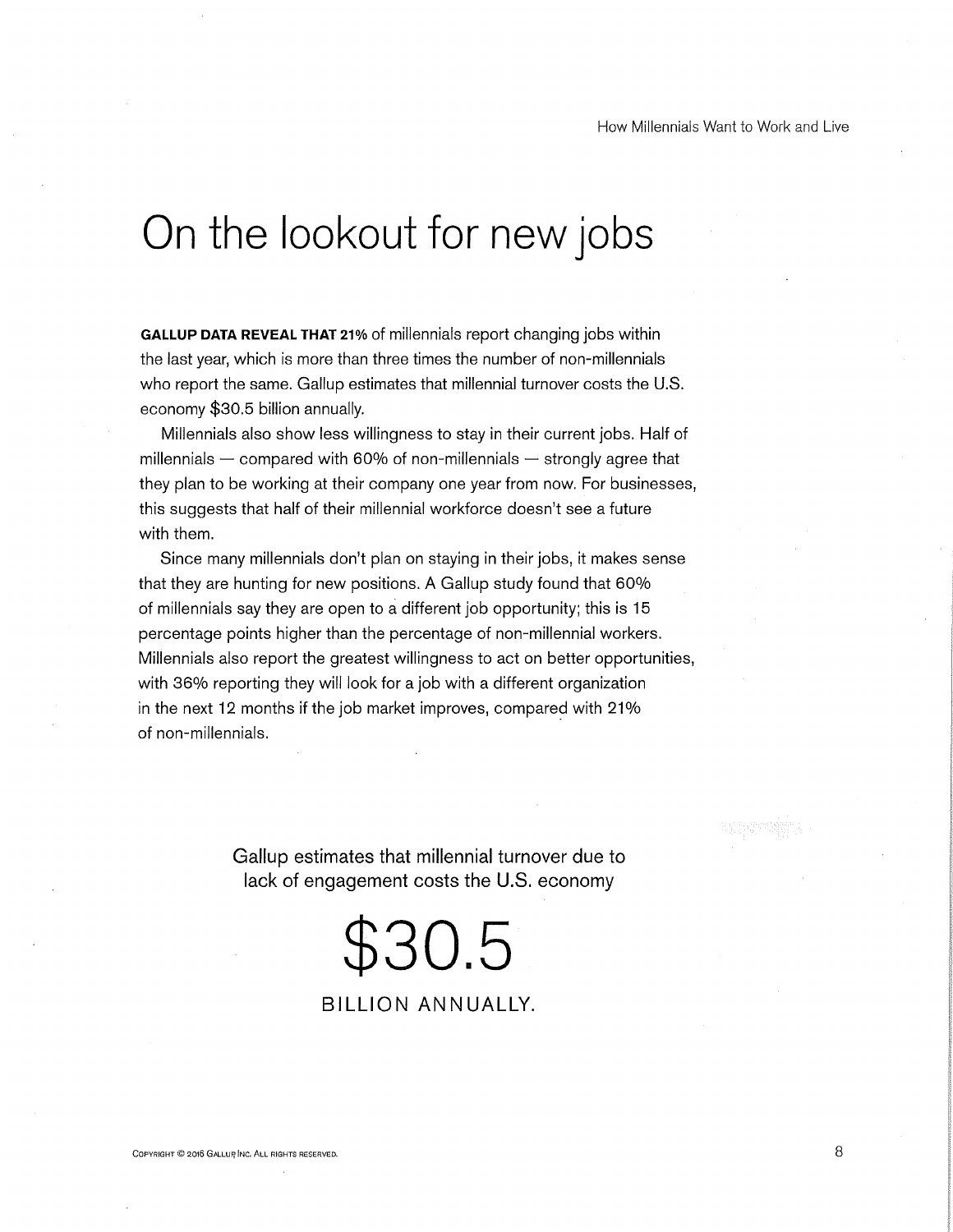# On the lookout for new jobs

**GALLUP DATA REVEAL THAT 21%** of millennials report changing jobs within the last year, which is more than three times the number of non-millennials who report the same. Gallup estimates that millennial turnover costs the U.S. economy $30.5 billion annually.

Millennials also show less willingness to stay in their current jobs. Half of millennials — compared with 60% of non-millennials — strongly agree that they plan to be working at their company one year from now. For businesses, this suggests that half of their millennial workforce doesn't see a future with them.

Since many millennials don't plan on staying in their jobs, it makes sense that they are hunting for new positions. A Gallup study found that 60% of millennials say they are open to a different job opportunity; this is 15 percentage points higher than the percentage of non-millennial workers. Millennials also report the greatest willingness to act on better opportunities, with 36% reporting they will look for a job with a different organization in the next 12 months if the job market improves, compared with 21% of non-millennials.

Gallup estimates that millennial turnover due to lack of engagement costs the U.S. economy

**$30.5**

**BILLION ANNUALLY.**

Copyright © 2016 Gallup Inc. All rights reserved.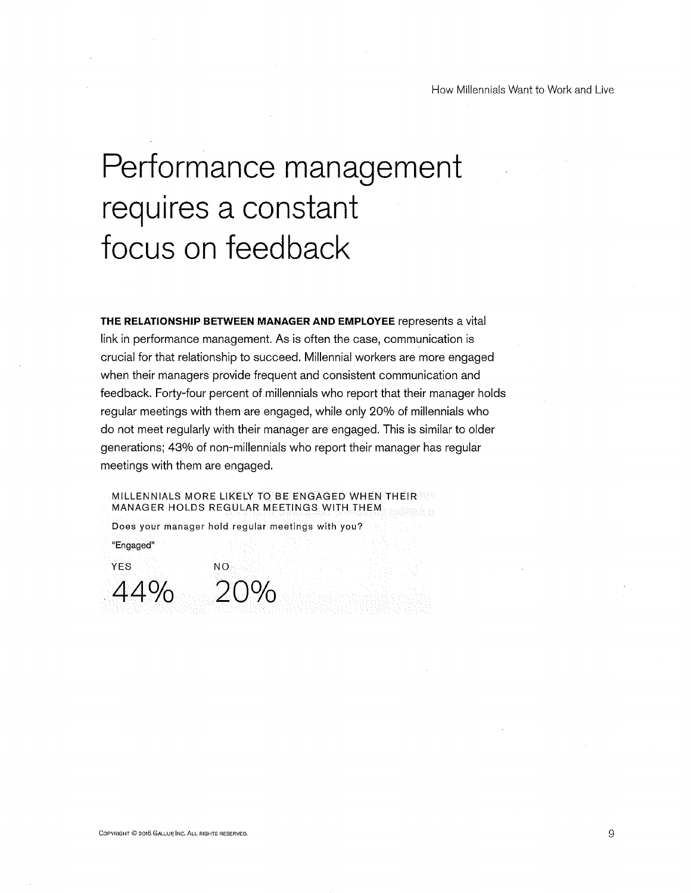# Performance management requires a constant focus on feedback

**THE RELATIONSHIP BETWEEN MANAGER AND EMPLOYEE** represents a vital link in performance management. As is often the case, communication is crucial for that relationship to succeed. Millennial workers are more engaged when their managers provide frequent and consistent communication and feedback. Forty-four percent of millennials who report that their manager holds regular meetings with them are engaged, while only 20% of millennials who do not meet regularly with their manager are engaged. This is similar to older generations; 43% of non-millennials who report their manager has regular meetings with them are engaged.

MILLENNIALS MORE LIKELY TO BE ENGAGED WHEN THEIR MANAGER HOLDS REGULAR MEETINGS WITH THEM

Does your manager hold regular meetings with you?

"Engaged"

| YES | NO |
|---|---|
| 44% | 20% |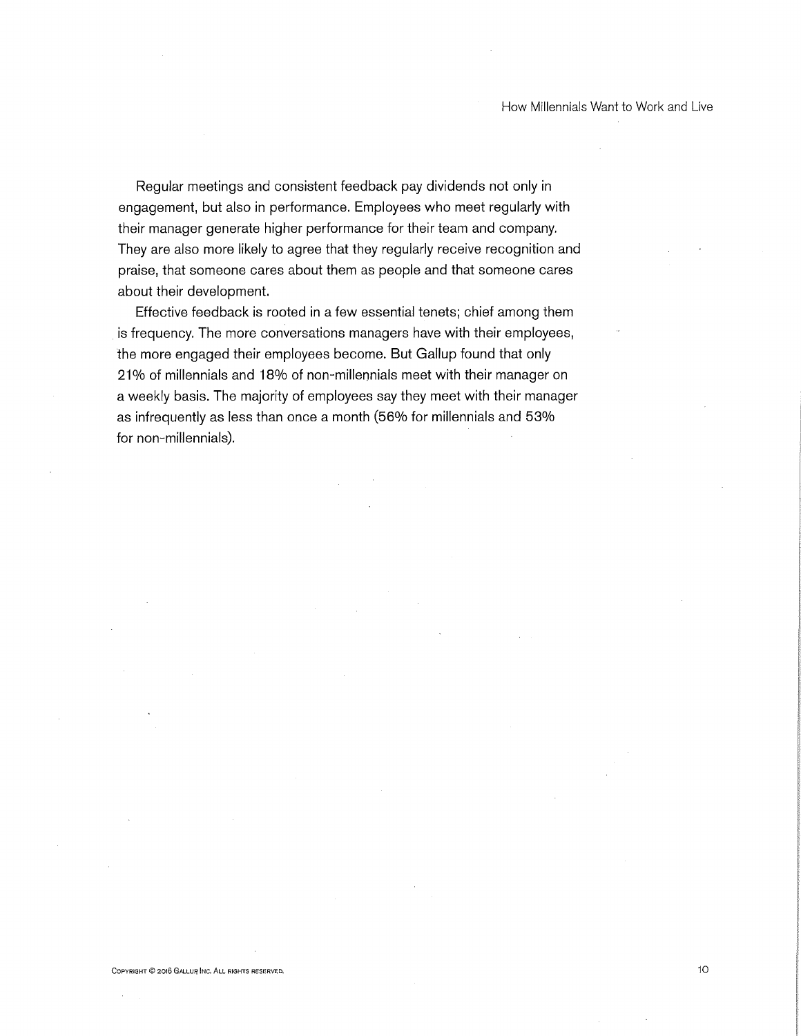Regular meetings and consistent feedback pay dividends not only in engagement, but also in performance. Employees who meet regularly with their manager generate higher performance for their team and company. They are also more likely to agree that they regularly receive recognition and praise, that someone cares about them as people and that someone cares about their development.

Effective feedback is rooted in a few essential tenets; chief among them is frequency. The more conversations managers have with their employees, the more engaged their employees become. But Gallup found that only 21% of millennials and 18% of non-millennials meet with their manager on a weekly basis. The majority of employees say they meet with their manager as infrequently as less than once a month (56% for millennials and 53% for non-millennials).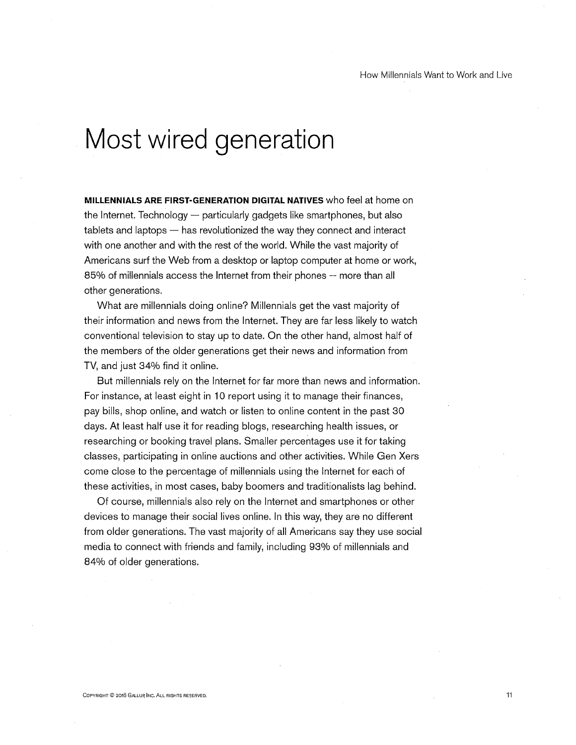# Most wired generation

**MILLENNIALS ARE FIRST-GENERATION DIGITAL NATIVES** who feel at home on the Internet. Technology — particularly gadgets like smartphones, but also tablets and laptops — has revolutionized the way they connect and interact with one another and with the rest of the world. While the vast majority of Americans surf the Web from a desktop or laptop computer at home or work, 85% of millennials access the Internet from their phones -- more than all other generations.

What are millennials doing online? Millennials get the vast majority of their information and news from the Internet. They are far less likely to watch conventional television to stay up to date. On the other hand, almost half of the members of the older generations get their news and information from TV, and just 34% find it online.

But millennials rely on the Internet for far more than news and information. For instance, at least eight in 10 report using it to manage their finances, pay bills, shop online, and watch or listen to online content in the past 30 days. At least half use it for reading blogs, researching health issues, or researching or booking travel plans. Smaller percentages use it for taking classes, participating in online auctions and other activities. While Gen Xers come close to the percentage of millennials using the Internet for each of these activities, in most cases, baby boomers and traditionalists lag behind.

Of course, millennials also rely on the Internet and smartphones or other devices to manage their social lives online. In this way, they are no different from older generations. The vast majority of all Americans say they use social media to connect with friends and family, including 93% of millennials and 84% of older generations.